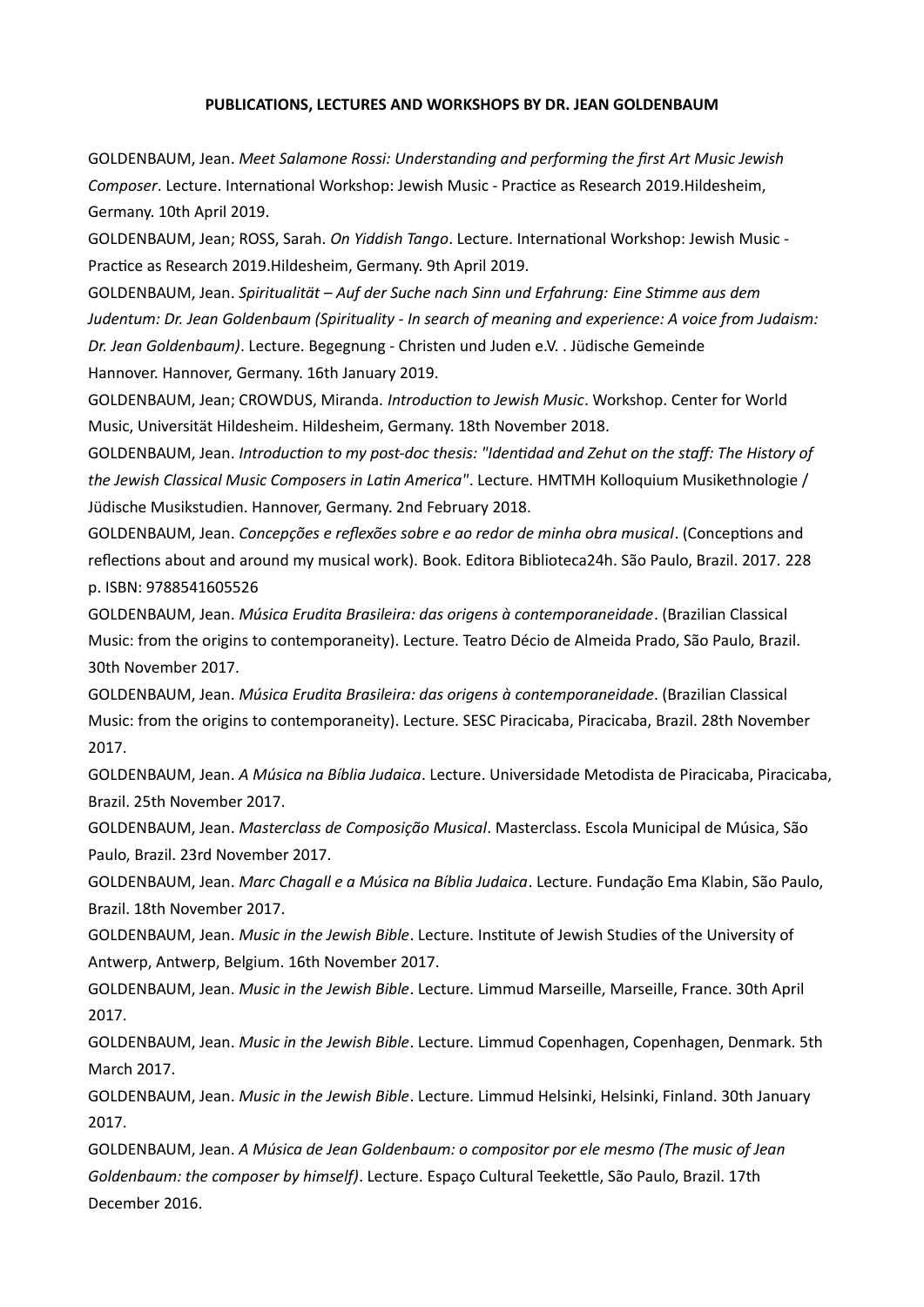**PUBLICATIONS, LECTURES AND WORKSHOPS BY DR. JEAN GOLDENBAUM**

GOLDENBAUM, Jean. *Meet Salamone Rossi: Understanding and performing the first Art Music Jewish Composer*. Lecture. International Workshop: Jewish Music - Practice as Research 2019.Hildesheim, Germany. 10th April 2019.

GOLDENBAUM, Jean; ROSS, Sarah. *On Yiddish Tango*. Lecture. International Workshop: Jewish Music - Practice as Research 2019.Hildesheim, Germany. 9th April 2019.

GOLDENBAUM, Jean. *Spiritualität – Auf der Suche nach Sinn und Erfahrung: Eine Stimme aus dem Judentum: Dr. Jean Goldenbaum (Spirituality - In search of meaning and experience: A voice from Judaism: Dr. Jean Goldenbaum)*. Lecture. Begegnung - Christen und Juden e.V. . Jüdische Gemeinde Hannover. Hannover, Germany. 16th January 2019.

GOLDENBAUM, Jean; CROWDUS, Miranda. *Introduction to Jewish Music*. Workshop. Center for World Music, Universität Hildesheim. Hildesheim, Germany. 18th November 2018.

GOLDENBAUM, Jean. *Introduction to my post-doc thesis: "Identidad and Zehut on the staff: The History of the Jewish Classical Music Composers in Latin America"*. Lecture. HMTMH Kolloquium Musikethnologie / Jüdische Musikstudien. Hannover, Germany. 2nd February 2018.

GOLDENBAUM, Jean. *Concepções e reflexões sobre e ao redor de minha obra musical*. (Conceptions and reflections about and around my musical work). Book. Editora Biblioteca24h. São Paulo, Brazil. 2017. 228 p. ISBN: 9788541605526

GOLDENBAUM, Jean. *Música Erudita Brasileira: das origens à contemporaneidade*. (Brazilian Classical Music: from the origins to contemporaneity). Lecture. Teatro Décio de Almeida Prado, São Paulo, Brazil. 30th November 2017.

GOLDENBAUM, Jean. *Música Erudita Brasileira: das origens à contemporaneidade*. (Brazilian Classical Music: from the origins to contemporaneity). Lecture. SESC Piracicaba, Piracicaba, Brazil. 28th November 2017.

GOLDENBAUM, Jean. *A Música na Bíblia Judaica*. Lecture. Universidade Metodista de Piracicaba, Piracicaba, Brazil. 25th November 2017.

GOLDENBAUM, Jean. *Masterclass de Composição Musical*. Masterclass. Escola Municipal de Música, São Paulo, Brazil. 23rd November 2017.

GOLDENBAUM, Jean. *Marc Chagall e a Música na Bíblia Judaica*. Lecture. Fundação Ema Klabin, São Paulo, Brazil. 18th November 2017.

GOLDENBAUM, Jean. *Music in the Jewish Bible*. Lecture. Institute of Jewish Studies of the University of Antwerp, Antwerp, Belgium. 16th November 2017.

GOLDENBAUM, Jean. *Music in the Jewish Bible*. Lecture. Limmud Marseille, Marseille, France. 30th April 2017.

GOLDENBAUM, Jean. *Music in the Jewish Bible*. Lecture. Limmud Copenhagen, Copenhagen, Denmark. 5th March 2017.

GOLDENBAUM, Jean. *Music in the Jewish Bible*. Lecture. Limmud Helsinki, Helsinki, Finland. 30th January 2017.

GOLDENBAUM, Jean. *A Música de Jean Goldenbaum: o compositor por ele mesmo (The music of Jean Goldenbaum: the composer by himself)*. Lecture. Espaço Cultural Teekettle, São Paulo, Brazil. 17th December 2016.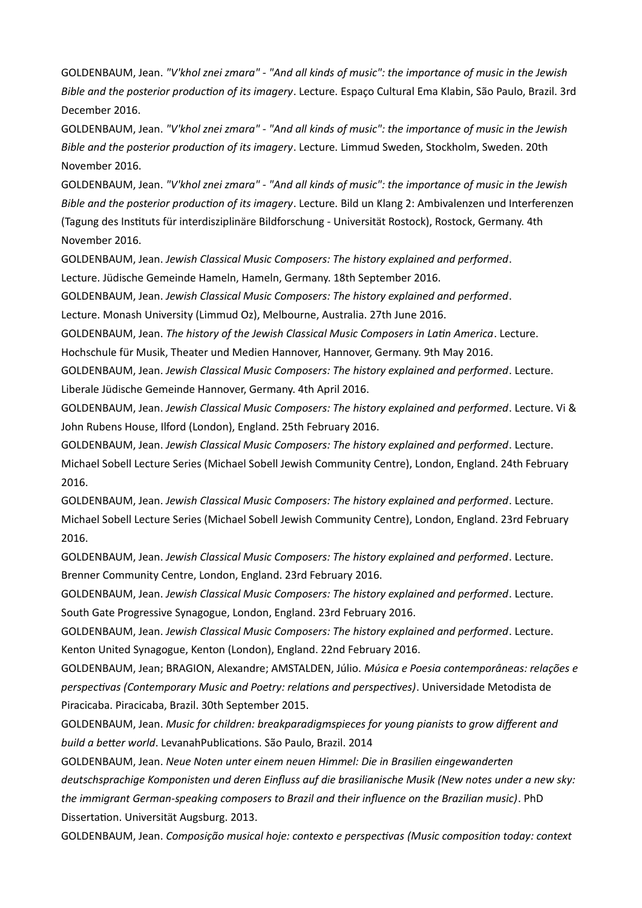GOLDENBAUM, Jean. *"V'khol znei zmara" - "And all kinds of music": the importance of music in the Jewish Bible and the posterior production of its imagery*. Lecture. Espaço Cultural Ema Klabin, São Paulo, Brazil. 3rd December 2016.

GOLDENBAUM, Jean. *"V'khol znei zmara" - "And all kinds of music": the importance of music in the Jewish Bible and the posterior production of its imagery*. Lecture. Limmud Sweden, Stockholm, Sweden. 20th November 2016.

GOLDENBAUM, Jean. *"V'khol znei zmara" - "And all kinds of music": the importance of music in the Jewish Bible and the posterior production of its imagery*. Lecture. Bild un Klang 2: Ambivalenzen und Interferenzen (Tagung des Instituts für interdisziplinäre Bildforschung - Universität Rostock), Rostock, Germany. 4th November 2016.

GOLDENBAUM, Jean. *Jewish Classical Music Composers: The history explained and performed*. Lecture. Jüdische Gemeinde Hameln, Hameln, Germany. 18th September 2016.

GOLDENBAUM, Jean. *Jewish Classical Music Composers: The history explained and performed*. Lecture. Monash University (Limmud Oz), Melbourne, Australia. 27th June 2016.

GOLDENBAUM, Jean. *The history of the Jewish Classical Music Composers in Latin America*. Lecture. Hochschule für Musik, Theater und Medien Hannover, Hannover, Germany. 9th May 2016.

GOLDENBAUM, Jean. *Jewish Classical Music Composers: The history explained and performed*. Lecture. Liberale Jüdische Gemeinde Hannover, Germany. 4th April 2016.

GOLDENBAUM, Jean. *Jewish Classical Music Composers: The history explained and performed*. Lecture. Vi & John Rubens House, Ilford (London), England. 25th February 2016.

GOLDENBAUM, Jean. *Jewish Classical Music Composers: The history explained and performed*. Lecture. Michael Sobell Lecture Series (Michael Sobell Jewish Community Centre), London, England. 24th February 2016.

GOLDENBAUM, Jean. *Jewish Classical Music Composers: The history explained and performed*. Lecture. Michael Sobell Lecture Series (Michael Sobell Jewish Community Centre), London, England. 23rd February 2016.

GOLDENBAUM, Jean. *Jewish Classical Music Composers: The history explained and performed*. Lecture. Brenner Community Centre, London, England. 23rd February 2016.

GOLDENBAUM, Jean. *Jewish Classical Music Composers: The history explained and performed*. Lecture. South Gate Progressive Synagogue, London, England. 23rd February 2016.

GOLDENBAUM, Jean. *Jewish Classical Music Composers: The history explained and performed*. Lecture. Kenton United Synagogue, Kenton (London), England. 22nd February 2016.

GOLDENBAUM, Jean; BRAGION, Alexandre; AMSTALDEN, Júlio. *Música e Poesia contemporâneas: relações e perspectivas (Contemporary Music and Poetry: relations and perspectives)*. Universidade Metodista de Piracicaba. Piracicaba, Brazil. 30th September 2015.

GOLDENBAUM, Jean. *Music for children: breakparadigmspieces for young pianists to grow different and build a better world*. LevanahPublications. São Paulo, Brazil. 2014

GOLDENBAUM, Jean. *Neue Noten unter einem neuen Himmel: Die in Brasilien eingewanderten deutschsprachige Komponisten und deren Einfluss auf die brasilianische Musik (New notes under a new sky: the immigrant German-speaking composers to Brazil and their influence on the Brazilian music)*. PhD Dissertation. Universität Augsburg. 2013.

GOLDENBAUM, Jean. *Composição musical hoje: contexto e perspectivas (Music composition today: context*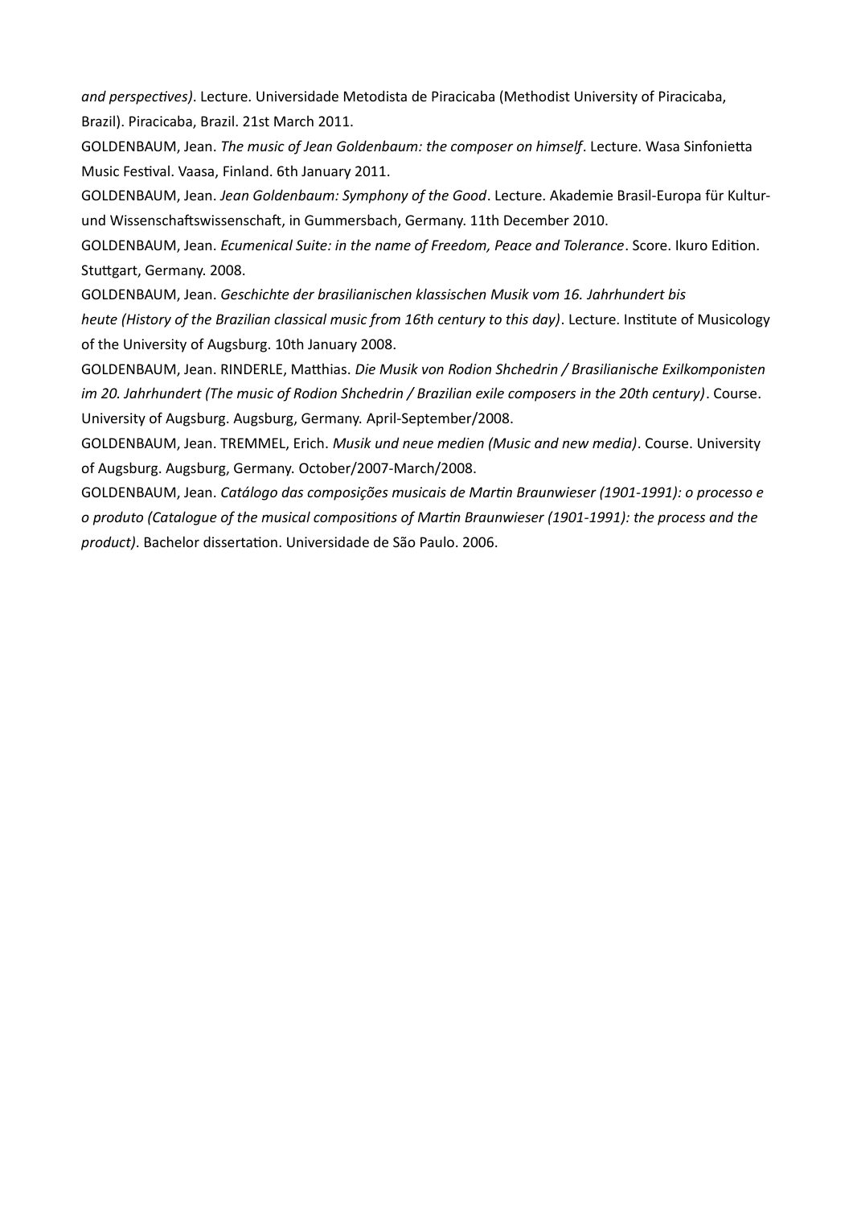*and perspectives)*. Lecture. Universidade Metodista de Piracicaba (Methodist University of Piracicaba, Brazil). Piracicaba, Brazil. 21st March 2011.

GOLDENBAUM, Jean. *The music of Jean Goldenbaum: the composer on himself*. Lecture. Wasa Sinfonietta Music Festival. Vaasa, Finland. 6th January 2011.

GOLDENBAUM, Jean. *Jean Goldenbaum: Symphony of the Good*. Lecture. Akademie Brasil-Europa für Kultur- und Wissenschaftswissenschaft, in Gummersbach, Germany. 11th December 2010.

GOLDENBAUM, Jean. *Ecumenical Suite: in the name of Freedom, Peace and Tolerance*. Score. Ikuro Edition. Stuttgart, Germany. 2008.

GOLDENBAUM, Jean. *Geschichte der brasilianischen klassischen Musik vom 16. Jahrhundert bis heute (History of the Brazilian classical music from 16th century to this day)*. Lecture. Institute of Musicology of the University of Augsburg. 10th January 2008.

GOLDENBAUM, Jean. RINDERLE, Matthias. *Die Musik von Rodion Shchedrin / Brasilianische Exilkomponisten im 20. Jahrhundert (The music of Rodion Shchedrin / Brazilian exile composers in the 20th century)*. Course. University of Augsburg. Augsburg, Germany. April-September/2008.

GOLDENBAUM, Jean. TREMMEL, Erich. *Musik und neue medien (Music and new media)*. Course. University of Augsburg. Augsburg, Germany. October/2007-March/2008.

GOLDENBAUM, Jean. *Catálogo das composições musicais de Martin Braunwieser (1901-1991): o processo e o produto (Catalogue of the musical compositions of Martin Braunwieser (1901-1991): the process and the product)*. Bachelor dissertation. Universidade de São Paulo. 2006.